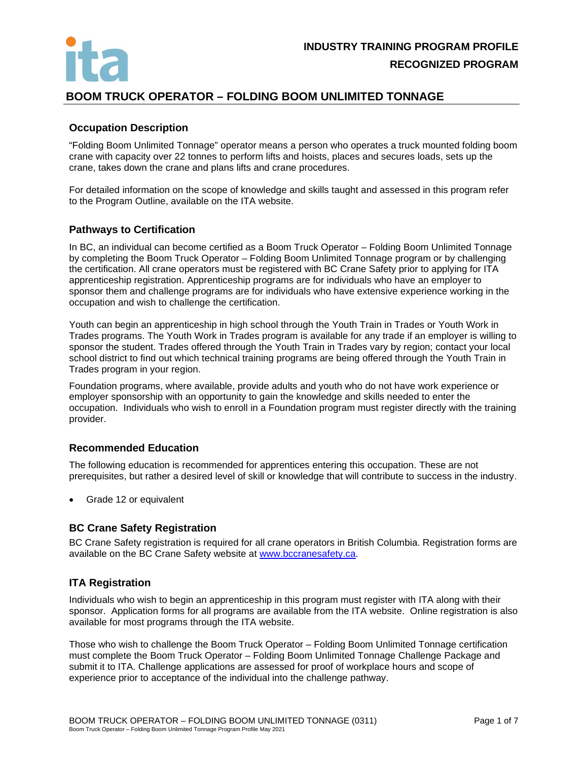**INDUSTRY TRAINING PROGRAM PROFILE**

**RECOGNIZED PROGRAM**

# BOOM TRUCK OPERATOR – FOLDING BOOM UNLIMITED TONNAGE

## Occupation Description

"Folding Boom Unlimited Tonnage" operator means a person who operates a truck mounted folding boom crane with capacity over 22 tonnes to perform lifts and hoists, places and secures loads, sets up the crane, takes down the crane and plans lifts and crane procedures.

For detailed information on the scope of knowledge and skills taught and assessed in this program refer to the Program Outline, available on the ITA website.

## Pathways to Certification

In BC, an individual can become certified as a Boom Truck Operator – Folding Boom Unlimited Tonnage by completing the Boom Truck Operator – Folding Boom Unlimited Tonnage program or by challenging the certification. All crane operators must be registered with BC Crane Safety prior to applying for ITA apprenticeship registration. Apprenticeship programs are for individuals who have an employer to sponsor them and challenge programs are for individuals who have extensive experience working in the occupation and wish to challenge the certification.

Youth can begin an apprenticeship in high school through the Youth Train in Trades or Youth Work in Trades programs. The Youth Work in Trades program is available for any trade if an employer is willing to sponsor the student. Trades offered through the Youth Train in Trades vary by region; contact your local school district to find out which technical training programs are being offered through the Youth Train in Trades program in your region.

Foundation programs, where available, provide adults and youth who do not have work experience or employer sponsorship with an opportunity to gain the knowledge and skills needed to enter the occupation. Individuals who wish to enroll in a Foundation program must register directly with the training provider.

## Recommended Education

The following education is recommended for apprentices entering this occupation. These are not prerequisites, but rather a desired level of skill or knowledge that will contribute to success in the industry.

- Grade 12 or equivalent

## BC Crane Safety Registration

BC Crane Safety registration is required for all crane operators in British Columbia. Registration forms are available on the BC Crane Safety website at www.bccranesafety.ca.

## ITA Registration

Individuals who wish to begin an apprenticeship in this program must register with ITA along with their sponsor. Application forms for all programs are available from the ITA website. Online registration is also available for most programs through the ITA website.

Those who wish to challenge the Boom Truck Operator – Folding Boom Unlimited Tonnage certification must complete the Boom Truck Operator – Folding Boom Unlimited Tonnage Challenge Package and submit it to ITA. Challenge applications are assessed for proof of workplace hours and scope of experience prior to acceptance of the individual into the challenge pathway.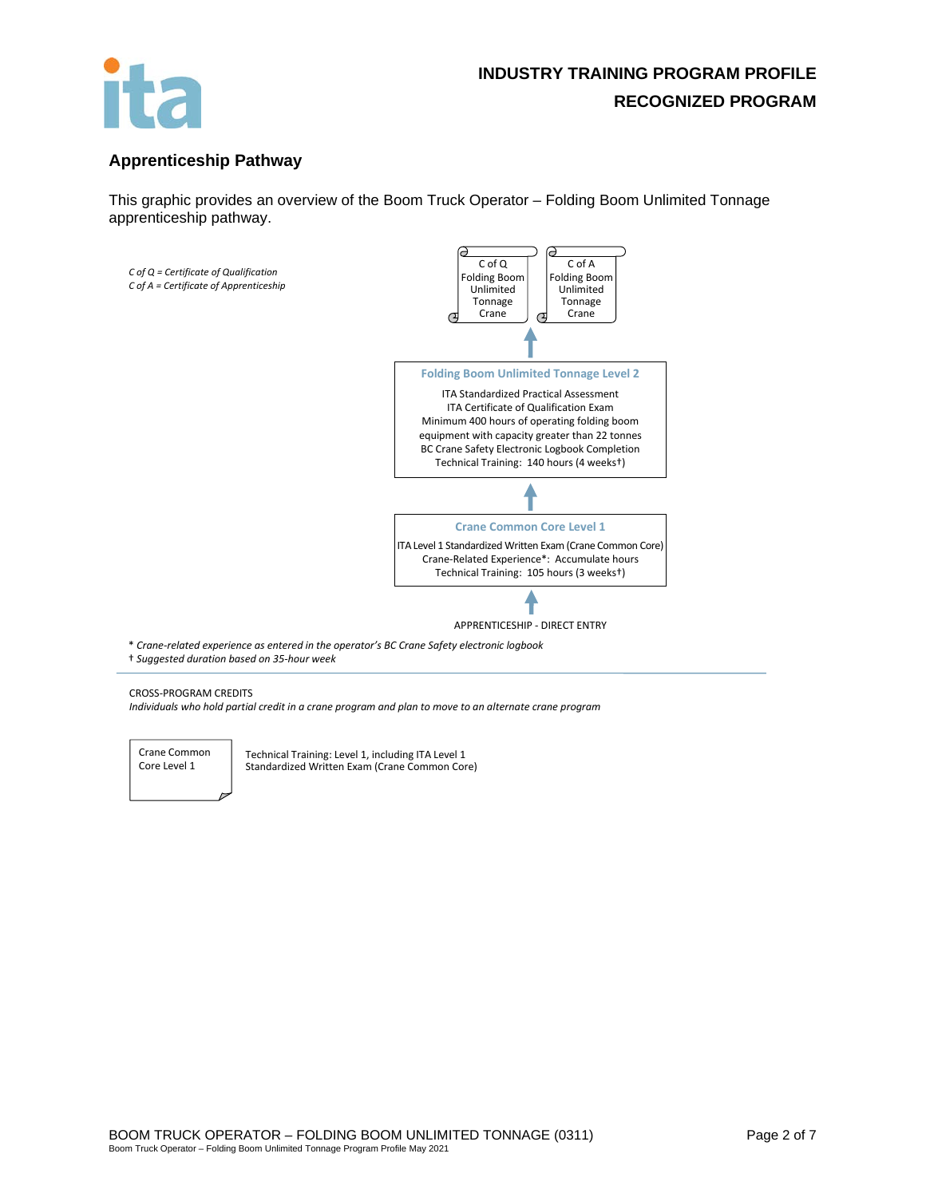## Apprenticeship Pathway

This graphic provides an overview of the Boom Truck Operator – Folding Boom Unlimited Tonnage apprenticeship pathway.

*C of Q = Certificate of Qualification*
*C of A = Certificate of Apprenticeship*

C of Q Folding Boom Unlimited Tonnage Crane

C of A Folding Boom Unlimited Tonnage Crane

↑

**Folding Boom Unlimited Tonnage Level 2**

ITA Standardized Practical Assessment
ITA Certificate of Qualification Exam
Minimum 400 hours of operating folding boom equipment with capacity greater than 22 tonnes
BC Crane Safety Electronic Logbook Completion
Technical Training: 140 hours (4 weeks†)

↑

**Crane Common Core Level 1**

ITA Level 1 Standardized Written Exam (Crane Common Core)
Crane-Related Experience*: Accumulate hours
Technical Training: 105 hours (3 weeks†)

↑

APPRENTICESHIP - DIRECT ENTRY

\* *Crane-related experience as entered in the operator's BC Crane Safety electronic logbook*
† *Suggested duration based on 35-hour week*

---

CROSS-PROGRAM CREDITS
*Individuals who hold partial credit in a crane program and plan to move to an alternate crane program*

| Crane Common Core Level 1 | Technical Training: Level 1, including ITA Level 1 Standardized Written Exam (Crane Common Core) |
|---|---|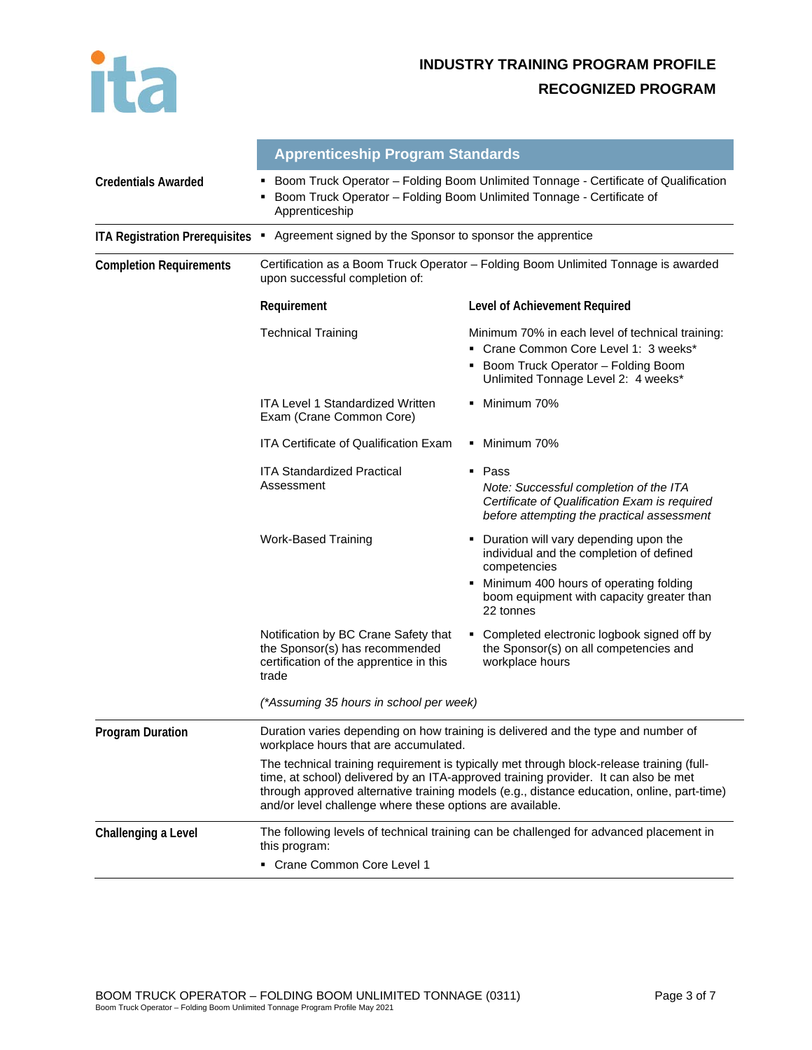**INDUSTRY TRAINING PROGRAM PROFILE**

**RECOGNIZED PROGRAM**

## Apprenticeship Program Standards

**Credentials Awarded**

- Boom Truck Operator – Folding Boom Unlimited Tonnage - Certificate of Qualification
- Boom Truck Operator – Folding Boom Unlimited Tonnage - Certificate of Apprenticeship

**ITA Registration Prerequisites**

- Agreement signed by the Sponsor to sponsor the apprentice

**Completion Requirements**

Certification as a Boom Truck Operator – Folding Boom Unlimited Tonnage is awarded upon successful completion of:

| Requirement | Level of Achievement Required |
|---|---|
| Technical Training | Minimum 70% in each level of technical training:<br>▪ Crane Common Core Level 1: 3 weeks*<br>▪ Boom Truck Operator – Folding Boom Unlimited Tonnage Level 2: 4 weeks* |
| ITA Level 1 Standardized Written Exam (Crane Common Core) | ▪ Minimum 70% |
| ITA Certificate of Qualification Exam | ▪ Minimum 70% |
| ITA Standardized Practical Assessment | ▪ Pass<br>*Note: Successful completion of the ITA Certificate of Qualification Exam is required before attempting the practical assessment* |
| Work-Based Training | ▪ Duration will vary depending upon the individual and the completion of defined competencies<br>▪ Minimum 400 hours of operating folding boom equipment with capacity greater than 22 tonnes |
| Notification by BC Crane Safety that the Sponsor(s) has recommended certification of the apprentice in this trade | ▪ Completed electronic logbook signed off by the Sponsor(s) on all competencies and workplace hours |

*(\*Assuming 35 hours in school per week)*

**Program Duration**

Duration varies depending on how training is delivered and the type and number of workplace hours that are accumulated.

The technical training requirement is typically met through block-release training (full-time, at school) delivered by an ITA-approved training provider. It can also be met through approved alternative training models (e.g., distance education, online, part-time) and/or level challenge where these options are available.

**Challenging a Level**

The following levels of technical training can be challenged for advanced placement in this program:

- Crane Common Core Level 1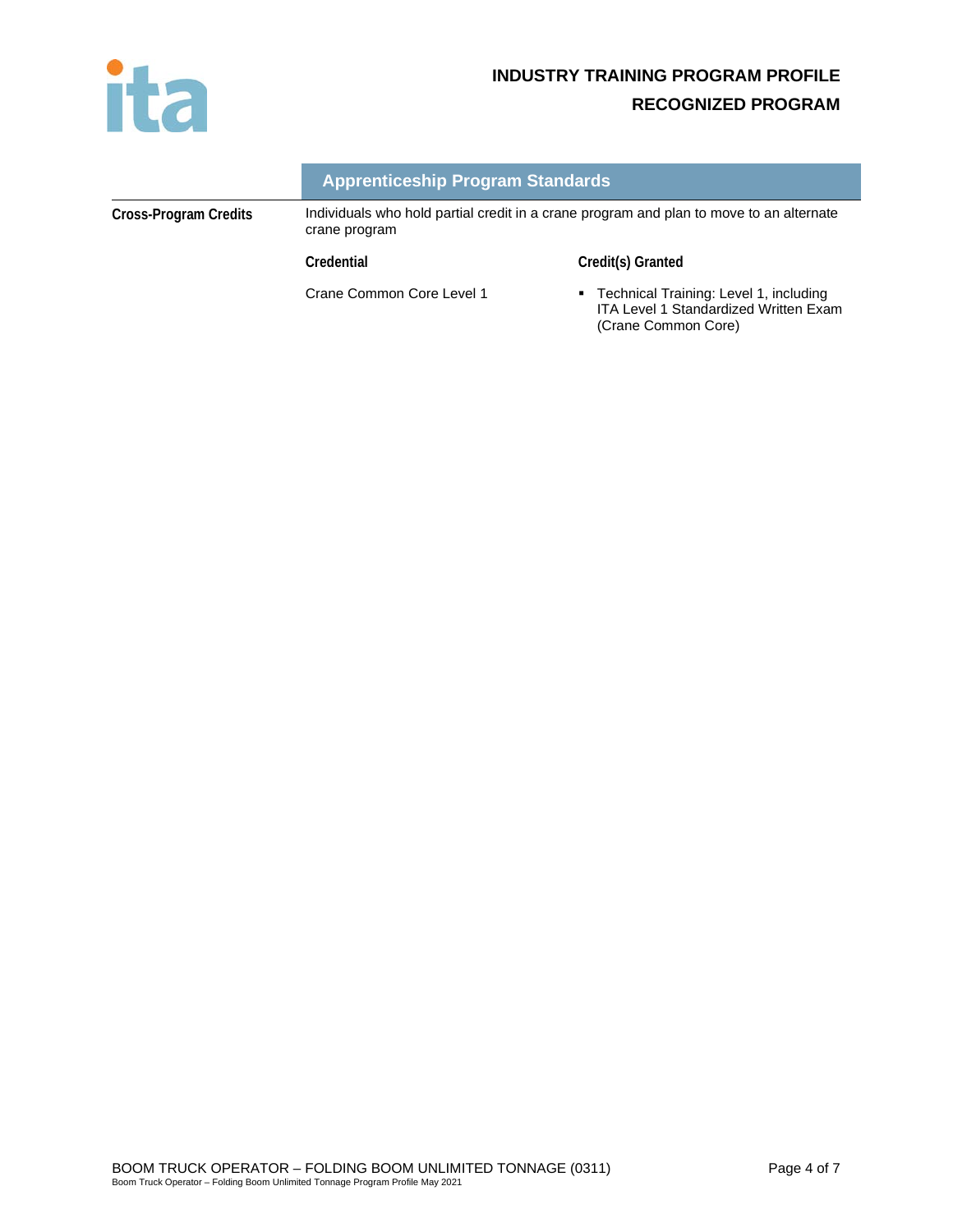## Apprenticeship Program Standards

**Cross-Program Credits**

Individuals who hold partial credit in a crane program and plan to move to an alternate crane program

| Credential | Credit(s) Granted |
| --- | --- |
| Crane Common Core Level 1 | ▪ Technical Training: Level 1, including ITA Level 1 Standardized Written Exam (Crane Common Core) |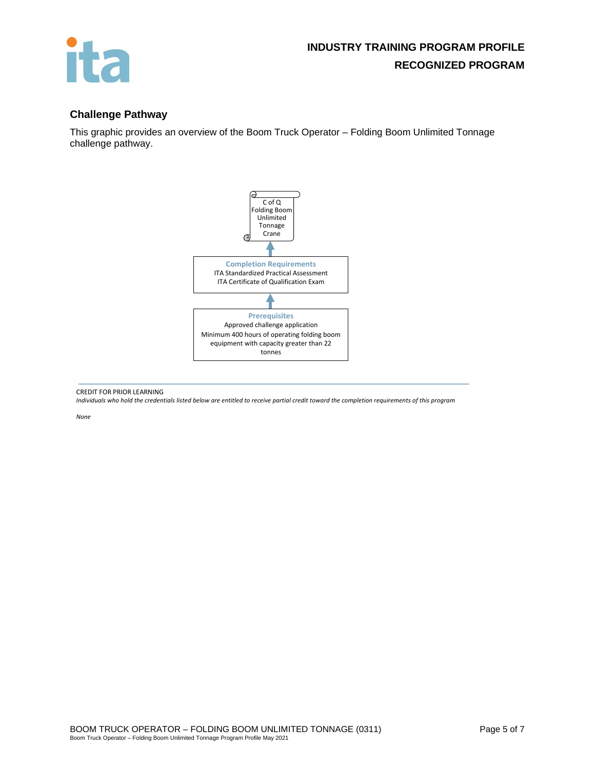## Challenge Pathway

This graphic provides an overview of the Boom Truck Operator – Folding Boom Unlimited Tonnage challenge pathway.

C of Q Folding Boom Unlimited Tonnage Crane

↑

**Completion Requirements**
ITA Standardized Practical Assessment
ITA Certificate of Qualification Exam

↑

**Prerequisites**
Approved challenge application
Minimum 400 hours of operating folding boom equipment with capacity greater than 22 tonnes

---

CREDIT FOR PRIOR LEARNING

*Individuals who hold the credentials listed below are entitled to receive partial credit toward the completion requirements of this program*

*None*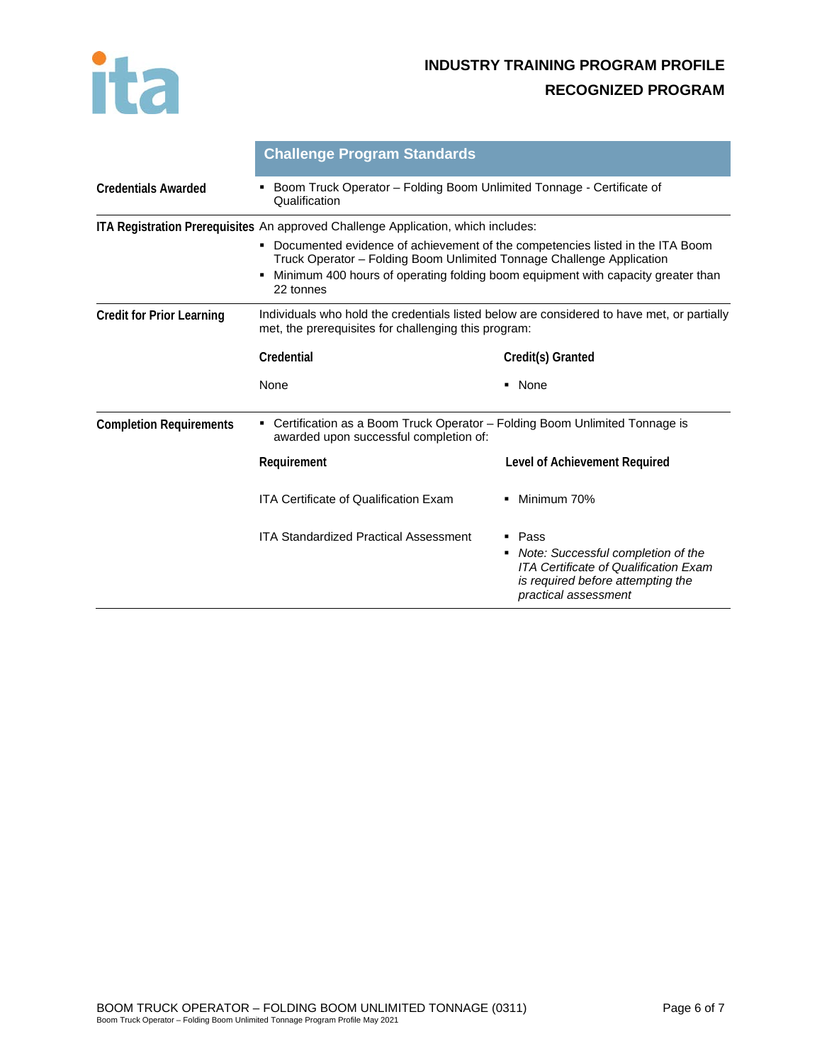## Challenge Program Standards

**Credentials Awarded**

- Boom Truck Operator – Folding Boom Unlimited Tonnage - Certificate of Qualification

**ITA Registration Prerequisites**

An approved Challenge Application, which includes:

- Documented evidence of achievement of the competencies listed in the ITA Boom Truck Operator – Folding Boom Unlimited Tonnage Challenge Application
- Minimum 400 hours of operating folding boom equipment with capacity greater than 22 tonnes

**Credit for Prior Learning**

Individuals who hold the credentials listed below are considered to have met, or partially met, the prerequisites for challenging this program:

| Credential | Credit(s) Granted |
|---|---|
| None | None |

**Completion Requirements**

- Certification as a Boom Truck Operator – Folding Boom Unlimited Tonnage is awarded upon successful completion of:

| Requirement | Level of Achievement Required |
|---|---|
| ITA Certificate of Qualification Exam | Minimum 70% |
| ITA Standardized Practical Assessment | Pass<br>*Note: Successful completion of the ITA Certificate of Qualification Exam is required before attempting the practical assessment* |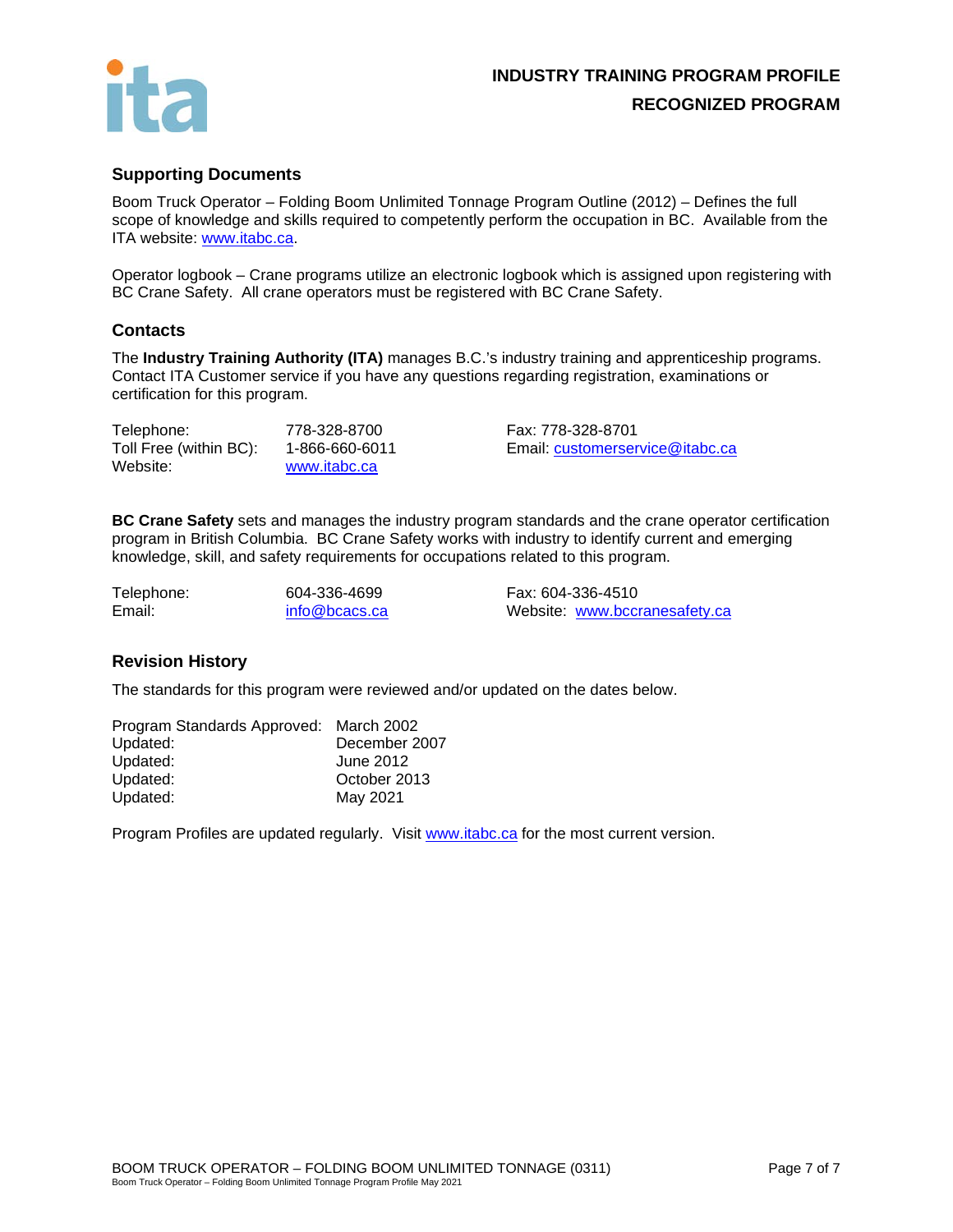## Supporting Documents

Boom Truck Operator – Folding Boom Unlimited Tonnage Program Outline (2012) – Defines the full scope of knowledge and skills required to competently perform the occupation in BC. Available from the ITA website: www.itabc.ca.

Operator logbook – Crane programs utilize an electronic logbook which is assigned upon registering with BC Crane Safety. All crane operators must be registered with BC Crane Safety.

## Contacts

The **Industry Training Authority (ITA)** manages B.C.'s industry training and apprenticeship programs. Contact ITA Customer service if you have any questions regarding registration, examinations or certification for this program.

| | | |
|---|---|---|
| Telephone: | 778-328-8700 | Fax: 778-328-8701 |
| Toll Free (within BC): | 1-866-660-6011 | Email: customerservice@itabc.ca |
| Website: | www.itabc.ca | |

**BC Crane Safety** sets and manages the industry program standards and the crane operator certification program in British Columbia. BC Crane Safety works with industry to identify current and emerging knowledge, skill, and safety requirements for occupations related to this program.

| | | |
|---|---|---|
| Telephone: | 604-336-4699 | Fax: 604-336-4510 |
| Email: | info@bcacs.ca | Website: www.bccranesafety.ca |

## Revision History

The standards for this program were reviewed and/or updated on the dates below.

| | |
|---|---|
| Program Standards Approved: | March 2002 |
| Updated: | December 2007 |
| Updated: | June 2012 |
| Updated: | October 2013 |
| Updated: | May 2021 |

Program Profiles are updated regularly. Visit www.itabc.ca for the most current version.